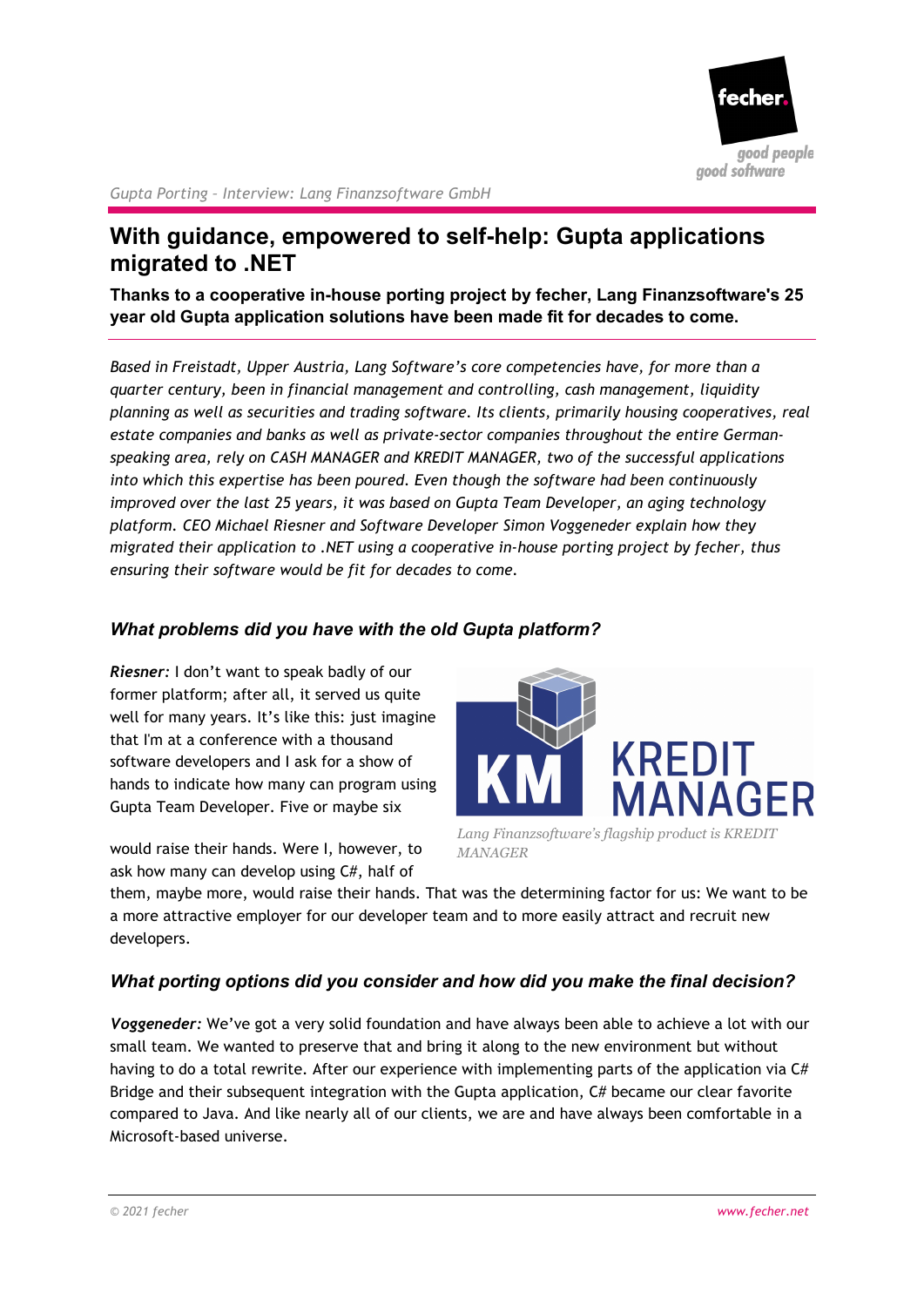# With guidance, empowered to self-help: Gupta applications migrated to .NET

**Thanks to a cooperative in-house porting project by fecher, Lang Finanzsoftware's 25 year old Gupta application solutions have been made fit for decades to come.**

*Based in Freistadt, Upper Austria, Lang Software's core competencies have, for more than a quarter century, been in financial management and controlling, cash management, liquidity planning as well as securities and trading software. Its clients, primarily housing cooperatives, real estate companies and banks as well as private-sector companies throughout the entire German-speaking area, rely on CASH MANAGER and KREDIT MANAGER, two of the successful applications into which this expertise has been poured. Even though the software had been continuously improved over the last 25 years, it was based on Gupta Team Developer, an aging technology platform. CEO Michael Riesner and Software Developer Simon Voggeneder explain how they migrated their application to .NET using a cooperative in-house porting project by fecher, thus ensuring their software would be fit for decades to come.*

## *What problems did you have with the old Gupta platform?*

***Riesner:*** I don't want to speak badly of our former platform; after all, it served us quite well for many years. It's like this: just imagine that I'm at a conference with a thousand software developers and I ask for a show of hands to indicate how many can program using Gupta Team Developer. Five or maybe six would raise their hands. Were I, however, to ask how many can develop using C#, half of them, maybe more, would raise their hands. That was the determining factor for us: We want to be a more attractive employer for our developer team and to more easily attract and recruit new developers.

*Lang Finanzsoftware's flagship product is KREDIT MANAGER*

## *What porting options did you consider and how did you make the final decision?*

***Voggeneder:*** We've got a very solid foundation and have always been able to achieve a lot with our small team. We wanted to preserve that and bring it along to the new environment but without having to do a total rewrite. After our experience with implementing parts of the application via C# Bridge and their subsequent integration with the Gupta application, C# became our clear favorite compared to Java. And like nearly all of our clients, we are and have always been comfortable in a Microsoft-based universe.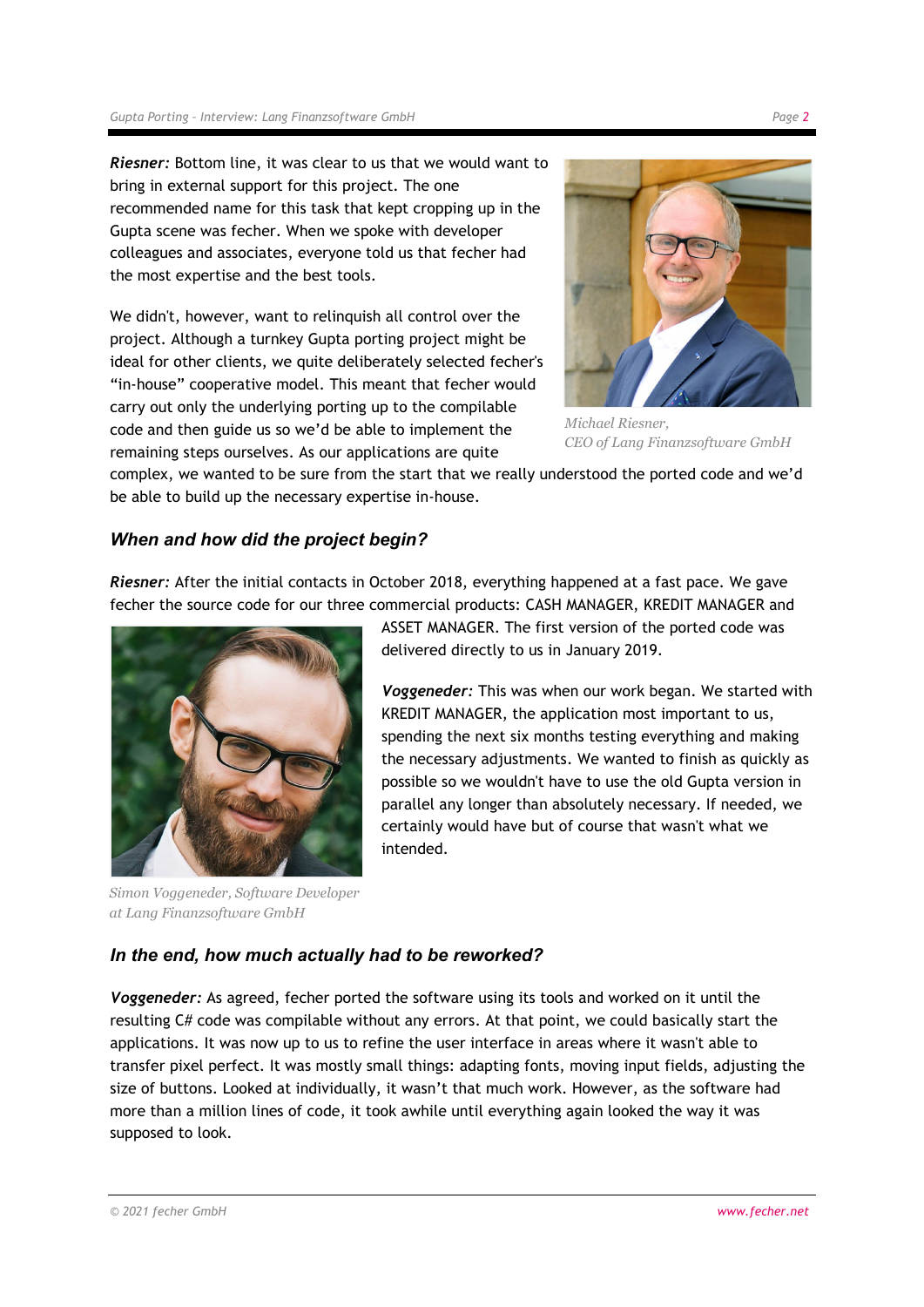***Riesner:*** Bottom line, it was clear to us that we would want to bring in external support for this project. The one recommended name for this task that kept cropping up in the Gupta scene was fecher. When we spoke with developer colleagues and associates, everyone told us that fecher had the most expertise and the best tools.

We didn't, however, want to relinquish all control over the project. Although a turnkey Gupta porting project might be ideal for other clients, we quite deliberately selected fecher's “in-house” cooperative model. This meant that fecher would carry out only the underlying porting up to the compilable code and then guide us so we'd be able to implement the remaining steps ourselves. As our applications are quite complex, we wanted to be sure from the start that we really understood the ported code and we'd be able to build up the necessary expertise in-house.

*Michael Riesner,*
*CEO of Lang Finanzsoftware GmbH*

### *When and how did the project begin?*

***Riesner:*** After the initial contacts in October 2018, everything happened at a fast pace. We gave fecher the source code for our three commercial products: CASH MANAGER, KREDIT MANAGER and ASSET MANAGER. The first version of the ported code was delivered directly to us in January 2019.

***Voggeneder:*** This was when our work began. We started with KREDIT MANAGER, the application most important to us, spending the next six months testing everything and making the necessary adjustments. We wanted to finish as quickly as possible so we wouldn't have to use the old Gupta version in parallel any longer than absolutely necessary. If needed, we certainly would have but of course that wasn't what we intended.

*Simon Voggeneder, Software Developer at Lang Finanzsoftware GmbH*

### *In the end, how much actually had to be reworked?*

***Voggeneder:*** As agreed, fecher ported the software using its tools and worked on it until the resulting C# code was compilable without any errors. At that point, we could basically start the applications. It was now up to us to refine the user interface in areas where it wasn't able to transfer pixel perfect. It was mostly small things: adapting fonts, moving input fields, adjusting the size of buttons. Looked at individually, it wasn't that much work. However, as the software had more than a million lines of code, it took awhile until everything again looked the way it was supposed to look.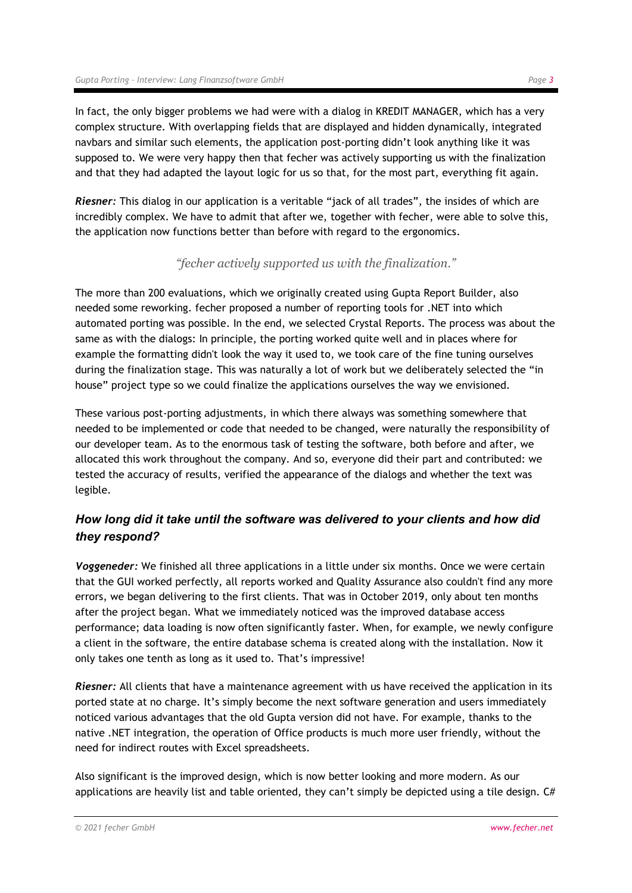In fact, the only bigger problems we had were with a dialog in KREDIT MANAGER, which has a very complex structure. With overlapping fields that are displayed and hidden dynamically, integrated navbars and similar such elements, the application post-porting didn't look anything like it was supposed to. We were very happy then that fecher was actively supporting us with the finalization and that they had adapted the layout logic for us so that, for the most part, everything fit again.

***Riesner:*** This dialog in our application is a veritable "jack of all trades", the insides of which are incredibly complex. We have to admit that after we, together with fecher, were able to solve this, the application now functions better than before with regard to the ergonomics.

*"fecher actively supported us with the finalization."*

The more than 200 evaluations, which we originally created using Gupta Report Builder, also needed some reworking. fecher proposed a number of reporting tools for .NET into which automated porting was possible. In the end, we selected Crystal Reports. The process was about the same as with the dialogs: In principle, the porting worked quite well and in places where for example the formatting didn't look the way it used to, we took care of the fine tuning ourselves during the finalization stage. This was naturally a lot of work but we deliberately selected the "in house" project type so we could finalize the applications ourselves the way we envisioned.

These various post-porting adjustments, in which there always was something somewhere that needed to be implemented or code that needed to be changed, were naturally the responsibility of our developer team. As to the enormous task of testing the software, both before and after, we allocated this work throughout the company. And so, everyone did their part and contributed: we tested the accuracy of results, verified the appearance of the dialogs and whether the text was legible.

### *How long did it take until the software was delivered to your clients and how did they respond?*

***Voggeneder:*** We finished all three applications in a little under six months. Once we were certain that the GUI worked perfectly, all reports worked and Quality Assurance also couldn't find any more errors, we began delivering to the first clients. That was in October 2019, only about ten months after the project began. What we immediately noticed was the improved database access performance; data loading is now often significantly faster. When, for example, we newly configure a client in the software, the entire database schema is created along with the installation. Now it only takes one tenth as long as it used to. That's impressive!

***Riesner:*** All clients that have a maintenance agreement with us have received the application in its ported state at no charge. It's simply become the next software generation and users immediately noticed various advantages that the old Gupta version did not have. For example, thanks to the native .NET integration, the operation of Office products is much more user friendly, without the need for indirect routes with Excel spreadsheets.

Also significant is the improved design, which is now better looking and more modern. As our applications are heavily list and table oriented, they can't simply be depicted using a tile design. C#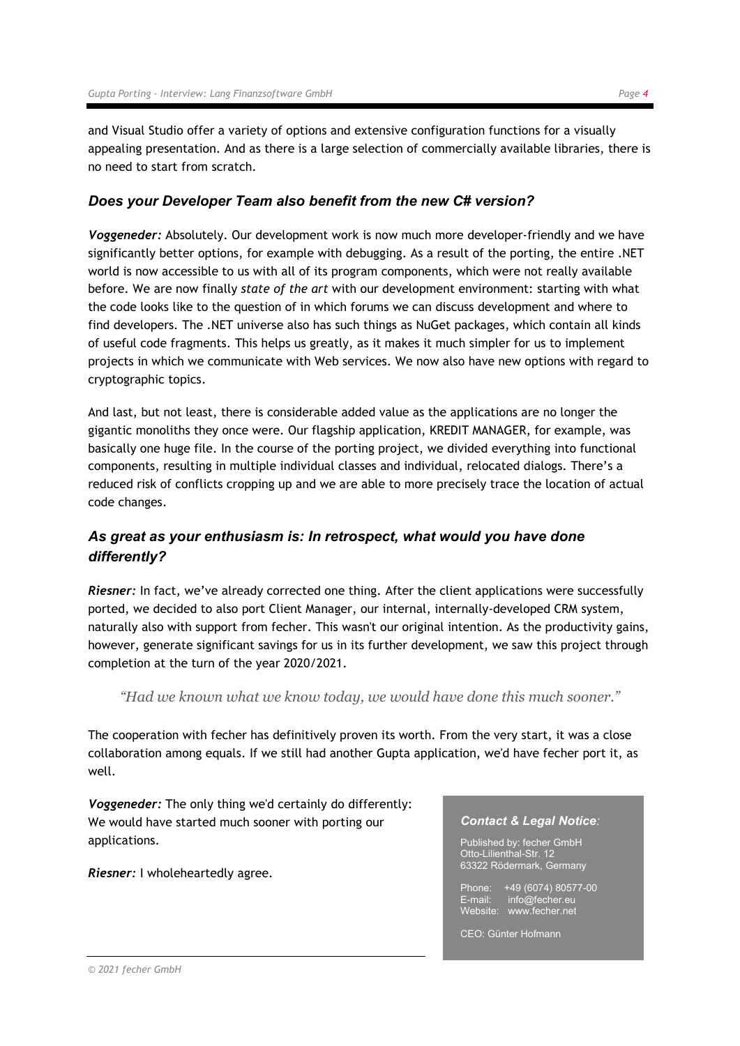and Visual Studio offer a variety of options and extensive configuration functions for a visually appealing presentation. And as there is a large selection of commercially available libraries, there is no need to start from scratch.

## *Does your Developer Team also benefit from the new C# version?*

***Voggeneder:*** Absolutely. Our development work is now much more developer-friendly and we have significantly better options, for example with debugging. As a result of the porting, the entire .NET world is now accessible to us with all of its program components, which were not really available before. We are now finally *state of the art* with our development environment: starting with what the code looks like to the question of in which forums we can discuss development and where to find developers. The .NET universe also has such things as NuGet packages, which contain all kinds of useful code fragments. This helps us greatly, as it makes it much simpler for us to implement projects in which we communicate with Web services. We now also have new options with regard to cryptographic topics.

And last, but not least, there is considerable added value as the applications are no longer the gigantic monoliths they once were. Our flagship application, KREDIT MANAGER, for example, was basically one huge file. In the course of the porting project, we divided everything into functional components, resulting in multiple individual classes and individual, relocated dialogs. There's a reduced risk of conflicts cropping up and we are able to more precisely trace the location of actual code changes.

## *As great as your enthusiasm is: In retrospect, what would you have done differently?*

***Riesner:*** In fact, we've already corrected one thing. After the client applications were successfully ported, we decided to also port Client Manager, our internal, internally-developed CRM system, naturally also with support from fecher. This wasn't our original intention. As the productivity gains, however, generate significant savings for us in its further development, we saw this project through completion at the turn of the year 2020/2021.

> *"Had we known what we know today, we would have done this much sooner."*

The cooperation with fecher has definitively proven its worth. From the very start, it was a close collaboration among equals. If we still had another Gupta application, we'd have fecher port it, as well.

***Voggeneder:*** The only thing we'd certainly do differently: We would have started much sooner with porting our applications.

***Riesner:*** I wholeheartedly agree.

***Contact & Legal Notice:***

Published by: fecher GmbH
Otto-Lilienthal-Str. 12
63322 Rödermark, Germany

Phone: +49 (6074) 80577-00
E-mail: info@fecher.eu
Website: www.fecher.net

CEO: Günter Hofmann

*© 2021 fecher GmbH*